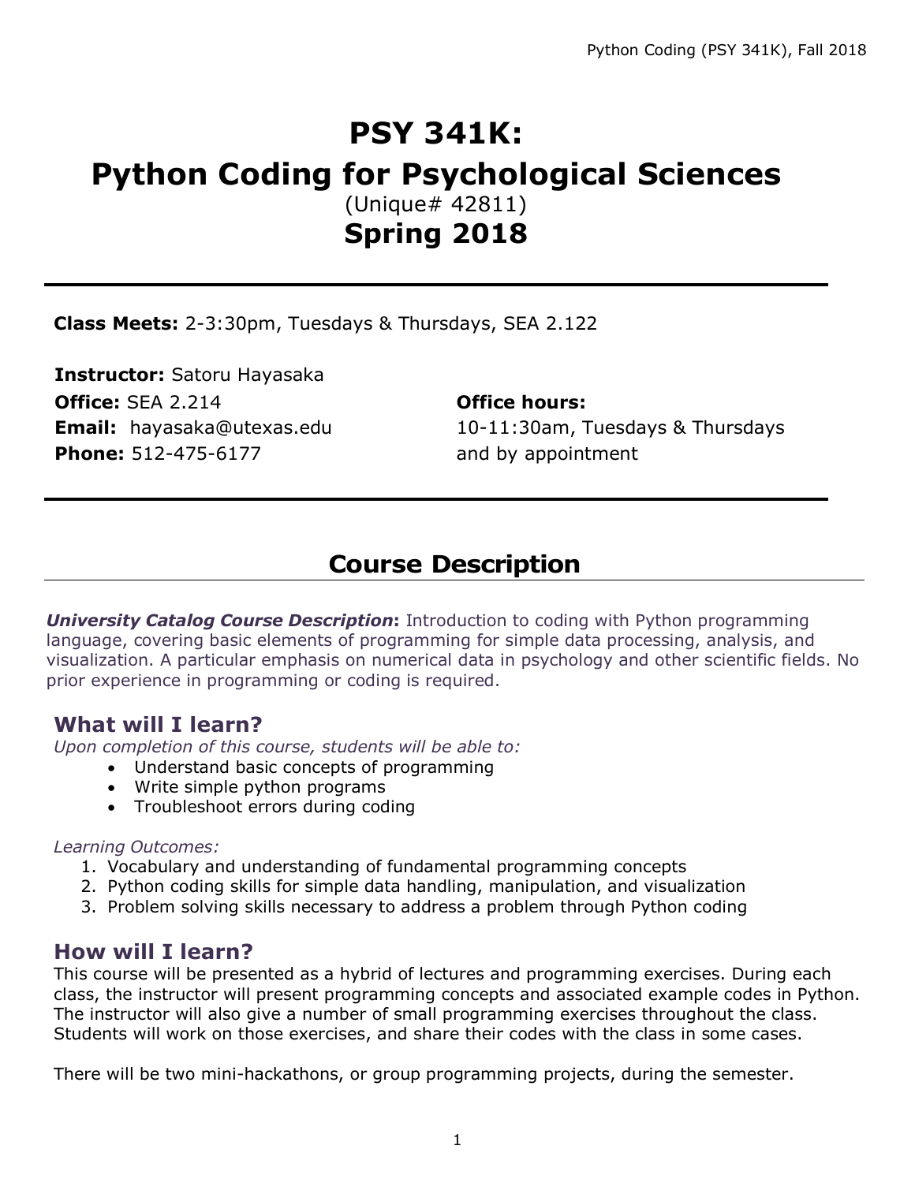# PSY 341K:
# Python Coding for Psychological Sciences

(Unique# 42811)

# Spring 2018

---

**Class Meets:** 2-3:30pm, Tuesdays & Thursdays, SEA 2.122

**Instructor:** Satoru Hayasaka
**Office:** SEA 2.214
**Email:** hayasaka@utexas.edu
**Phone:** 512-475-6177

**Office hours:**
10-11:30am, Tuesdays & Thursdays
and by appointment

---

## Course Description

***University Catalog Course Description*:** Introduction to coding with Python programming language, covering basic elements of programming for simple data processing, analysis, and visualization. A particular emphasis on numerical data in psychology and other scientific fields. No prior experience in programming or coding is required.

### What will I learn?

*Upon completion of this course, students will be able to:*

- Understand basic concepts of programming
- Write simple python programs
- Troubleshoot errors during coding

*Learning Outcomes:*

1. Vocabulary and understanding of fundamental programming concepts
2. Python coding skills for simple data handling, manipulation, and visualization
3. Problem solving skills necessary to address a problem through Python coding

### How will I learn?

This course will be presented as a hybrid of lectures and programming exercises. During each class, the instructor will present programming concepts and associated example codes in Python. The instructor will also give a number of small programming exercises throughout the class. Students will work on those exercises, and share their codes with the class in some cases.

There will be two mini-hackathons, or group programming projects, during the semester.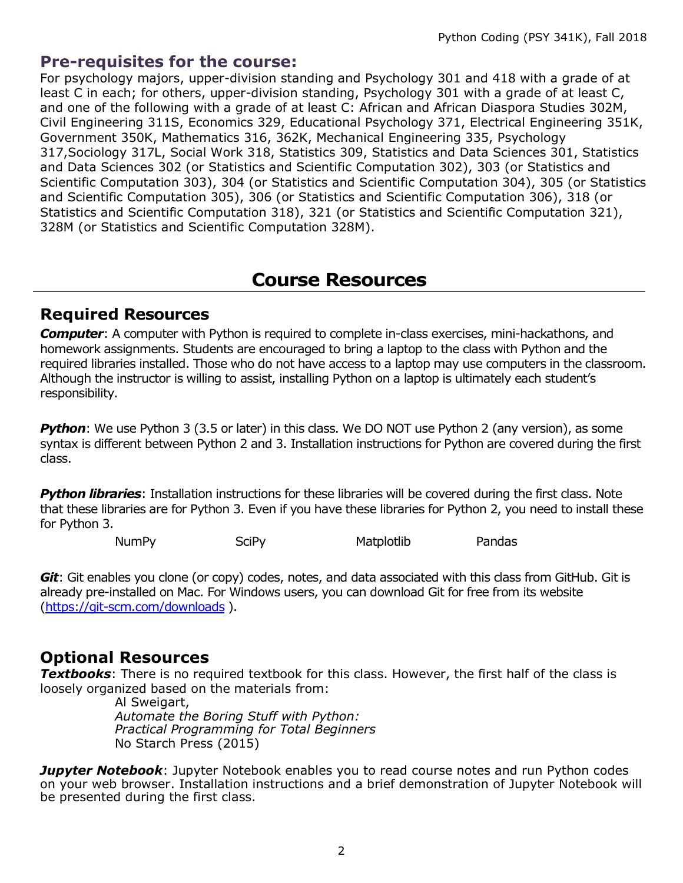## Pre-requisites for the course:

For psychology majors, upper-division standing and Psychology 301 and 418 with a grade of at least C in each; for others, upper-division standing, Psychology 301 with a grade of at least C, and one of the following with a grade of at least C: African and African Diaspora Studies 302M, Civil Engineering 311S, Economics 329, Educational Psychology 371, Electrical Engineering 351K, Government 350K, Mathematics 316, 362K, Mechanical Engineering 335, Psychology 317,Sociology 317L, Social Work 318, Statistics 309, Statistics and Data Sciences 301, Statistics and Data Sciences 302 (or Statistics and Scientific Computation 302), 303 (or Statistics and Scientific Computation 303), 304 (or Statistics and Scientific Computation 304), 305 (or Statistics and Scientific Computation 305), 306 (or Statistics and Scientific Computation 306), 318 (or Statistics and Scientific Computation 318), 321 (or Statistics and Scientific Computation 321), 328M (or Statistics and Scientific Computation 328M).

# Course Resources

## Required Resources

***Computer***: A computer with Python is required to complete in-class exercises, mini-hackathons, and homework assignments. Students are encouraged to bring a laptop to the class with Python and the required libraries installed. Those who do not have access to a laptop may use computers in the classroom. Although the instructor is willing to assist, installing Python on a laptop is ultimately each student's responsibility.

***Python***: We use Python 3 (3.5 or later) in this class. We DO NOT use Python 2 (any version), as some syntax is different between Python 2 and 3. Installation instructions for Python are covered during the first class.

***Python libraries***: Installation instructions for these libraries will be covered during the first class. Note that these libraries are for Python 3. Even if you have these libraries for Python 2, you need to install these for Python 3.

NumPy    SciPy    Matplotlib    Pandas

***Git***: Git enables you clone (or copy) codes, notes, and data associated with this class from GitHub. Git is already pre-installed on Mac. For Windows users, you can download Git for free from its website (https://git-scm.com/downloads ).

## Optional Resources

***Textbooks***: There is no required textbook for this class. However, the first half of the class is loosely organized based on the materials from:

Al Sweigart,
*Automate the Boring Stuff with Python:*
*Practical Programming for Total Beginners*
No Starch Press (2015)

***Jupyter Notebook***: Jupyter Notebook enables you to read course notes and run Python codes on your web browser. Installation instructions and a brief demonstration of Jupyter Notebook will be presented during the first class.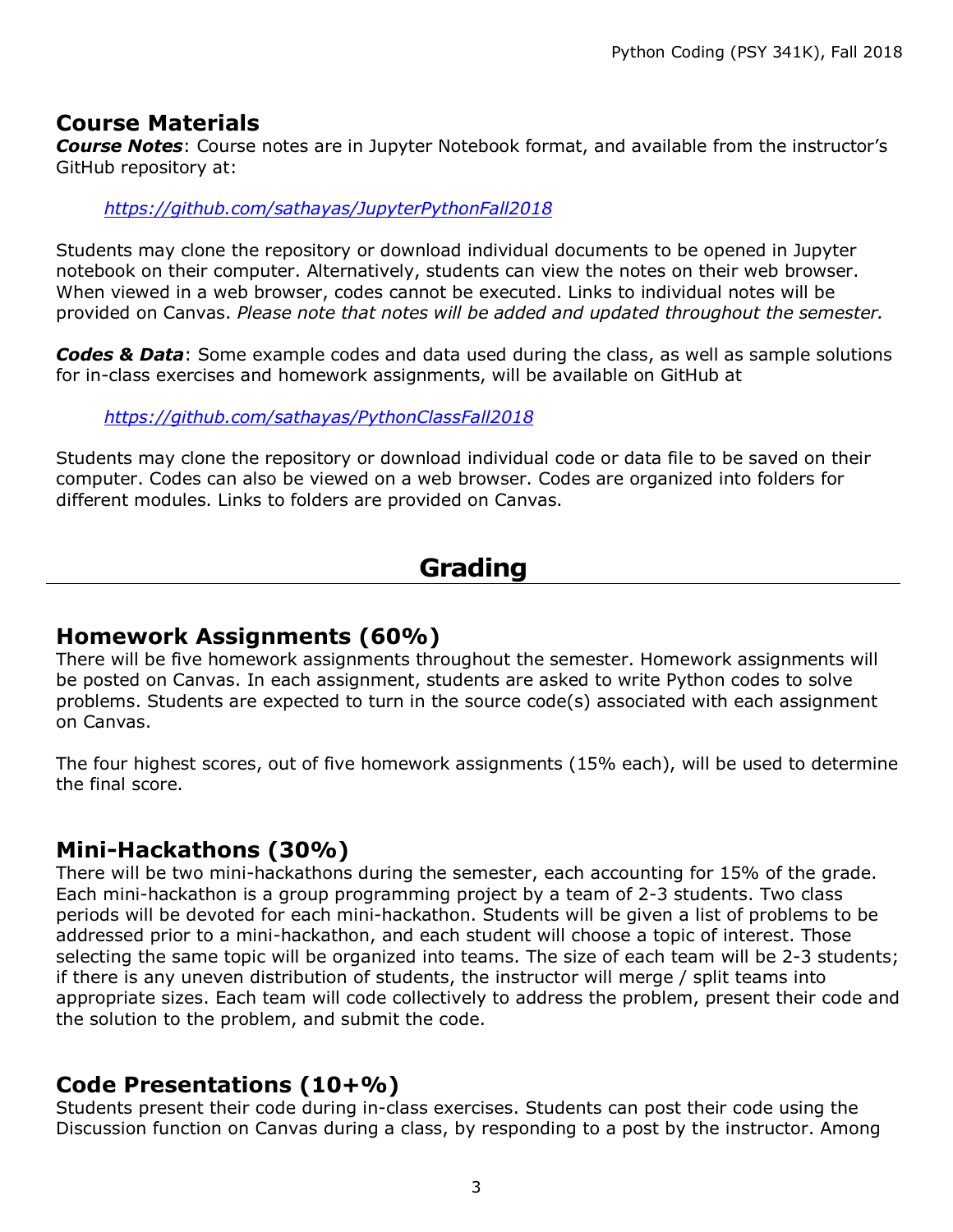## Course Materials

***Course Notes***: Course notes are in Jupyter Notebook format, and available from the instructor's GitHub repository at:

*https://github.com/sathayas/JupyterPythonFall2018*

Students may clone the repository or download individual documents to be opened in Jupyter notebook on their computer. Alternatively, students can view the notes on their web browser. When viewed in a web browser, codes cannot be executed. Links to individual notes will be provided on Canvas. *Please note that notes will be added and updated throughout the semester.*

***Codes & Data***: Some example codes and data used during the class, as well as sample solutions for in-class exercises and homework assignments, will be available on GitHub at

*https://github.com/sathayas/PythonClassFall2018*

Students may clone the repository or download individual code or data file to be saved on their computer. Codes can also be viewed on a web browser. Codes are organized into folders for different modules. Links to folders are provided on Canvas.

# Grading

## Homework Assignments (60%)

There will be five homework assignments throughout the semester. Homework assignments will be posted on Canvas. In each assignment, students are asked to write Python codes to solve problems. Students are expected to turn in the source code(s) associated with each assignment on Canvas.

The four highest scores, out of five homework assignments (15% each), will be used to determine the final score.

## Mini-Hackathons (30%)

There will be two mini-hackathons during the semester, each accounting for 15% of the grade. Each mini-hackathon is a group programming project by a team of 2-3 students. Two class periods will be devoted for each mini-hackathon. Students will be given a list of problems to be addressed prior to a mini-hackathon, and each student will choose a topic of interest. Those selecting the same topic will be organized into teams. The size of each team will be 2-3 students; if there is any uneven distribution of students, the instructor will merge / split teams into appropriate sizes. Each team will code collectively to address the problem, present their code and the solution to the problem, and submit the code.

## Code Presentations (10+%)

Students present their code during in-class exercises. Students can post their code using the Discussion function on Canvas during a class, by responding to a post by the instructor. Among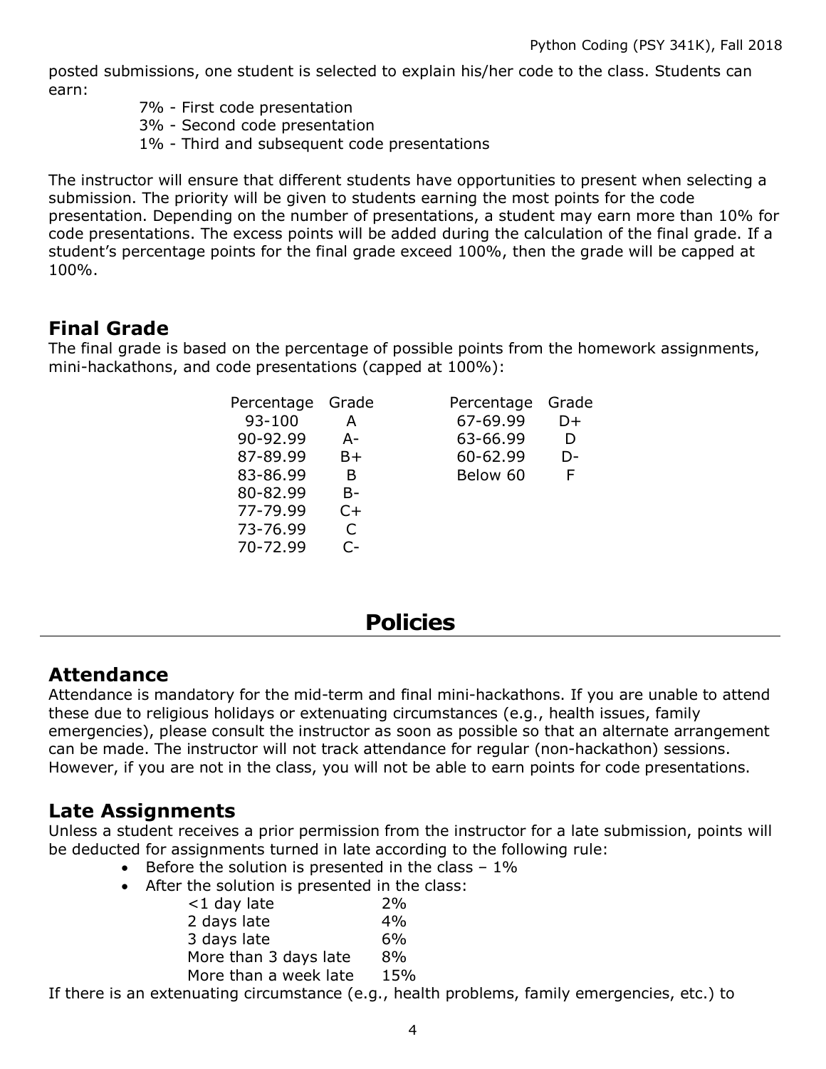posted submissions, one student is selected to explain his/her code to the class. Students can earn:

- 7% - First code presentation
- 3% - Second code presentation
- 1% - Third and subsequent code presentations

The instructor will ensure that different students have opportunities to present when selecting a submission. The priority will be given to students earning the most points for the code presentation. Depending on the number of presentations, a student may earn more than 10% for code presentations. The excess points will be added during the calculation of the final grade. If a student's percentage points for the final grade exceed 100%, then the grade will be capped at 100%.

## Final Grade

The final grade is based on the percentage of possible points from the homework assignments, mini-hackathons, and code presentations (capped at 100%):

| Percentage | Grade | Percentage | Grade |
|---|---|---|---|
| 93-100 | A | 67-69.99 | D+ |
| 90-92.99 | A- | 63-66.99 | D |
| 87-89.99 | B+ | 60-62.99 | D- |
| 83-86.99 | B | Below 60 | F |
| 80-82.99 | B- | | |
| 77-79.99 | C+ | | |
| 73-76.99 | C | | |
| 70-72.99 | C- | | |

# Policies

## Attendance

Attendance is mandatory for the mid-term and final mini-hackathons. If you are unable to attend these due to religious holidays or extenuating circumstances (e.g., health issues, family emergencies), please consult the instructor as soon as possible so that an alternate arrangement can be made. The instructor will not track attendance for regular (non-hackathon) sessions. However, if you are not in the class, you will not be able to earn points for code presentations.

## Late Assignments

Unless a student receives a prior permission from the instructor for a late submission, points will be deducted for assignments turned in late according to the following rule:

- Before the solution is presented in the class – 1%
- After the solution is presented in the class:

| | |
|---|---|
| <1 day late | 2% |
| 2 days late | 4% |
| 3 days late | 6% |
| More than 3 days late | 8% |
| More than a week late | 15% |

If there is an extenuating circumstance (e.g., health problems, family emergencies, etc.) to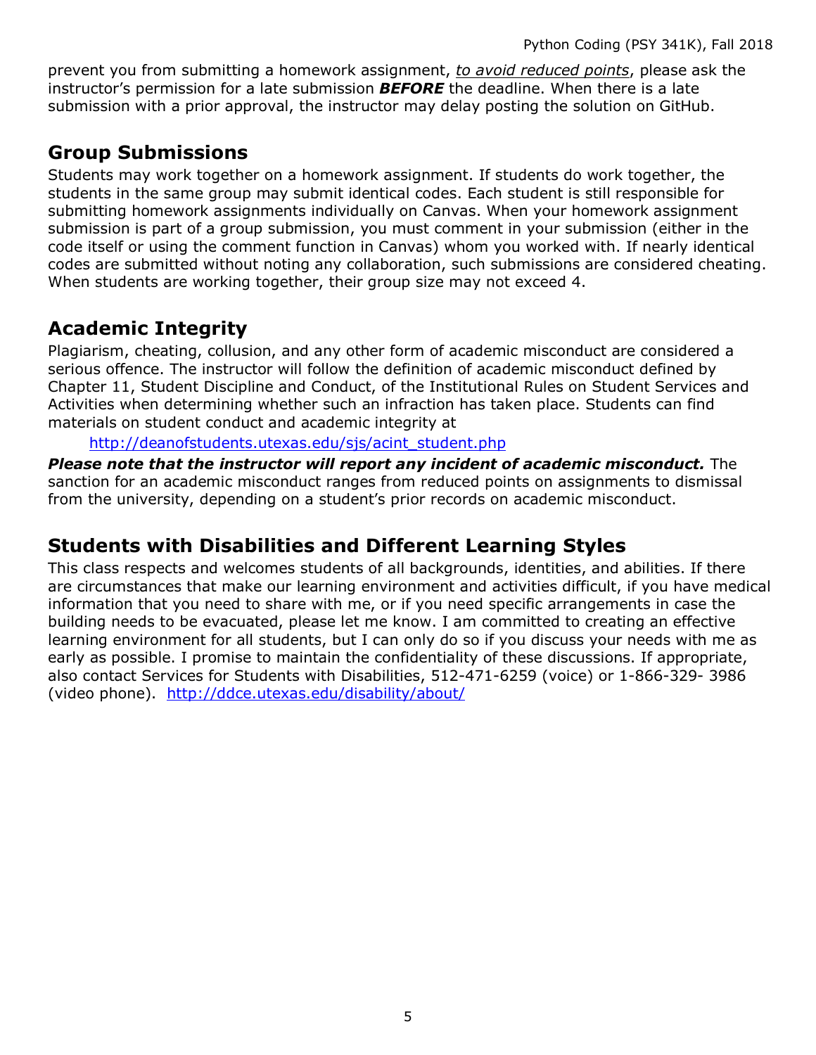prevent you from submitting a homework assignment, _to avoid reduced points_, please ask the instructor's permission for a late submission ***BEFORE*** the deadline. When there is a late submission with a prior approval, the instructor may delay posting the solution on GitHub.

## Group Submissions

Students may work together on a homework assignment. If students do work together, the students in the same group may submit identical codes. Each student is still responsible for submitting homework assignments individually on Canvas. When your homework assignment submission is part of a group submission, you must comment in your submission (either in the code itself or using the comment function in Canvas) whom you worked with. If nearly identical codes are submitted without noting any collaboration, such submissions are considered cheating. When students are working together, their group size may not exceed 4.

## Academic Integrity

Plagiarism, cheating, collusion, and any other form of academic misconduct are considered a serious offence. The instructor will follow the definition of academic misconduct defined by Chapter 11, Student Discipline and Conduct, of the Institutional Rules on Student Services and Activities when determining whether such an infraction has taken place. Students can find materials on student conduct and academic integrity at

http://deanofstudents.utexas.edu/sjs/acint_student.php

***Please note that the instructor will report any incident of academic misconduct.*** The sanction for an academic misconduct ranges from reduced points on assignments to dismissal from the university, depending on a student's prior records on academic misconduct.

## Students with Disabilities and Different Learning Styles

This class respects and welcomes students of all backgrounds, identities, and abilities. If there are circumstances that make our learning environment and activities difficult, if you have medical information that you need to share with me, or if you need specific arrangements in case the building needs to be evacuated, please let me know. I am committed to creating an effective learning environment for all students, but I can only do so if you discuss your needs with me as early as possible. I promise to maintain the confidentiality of these discussions. If appropriate, also contact Services for Students with Disabilities, 512-471-6259 (voice) or 1-866-329- 3986 (video phone). http://ddce.utexas.edu/disability/about/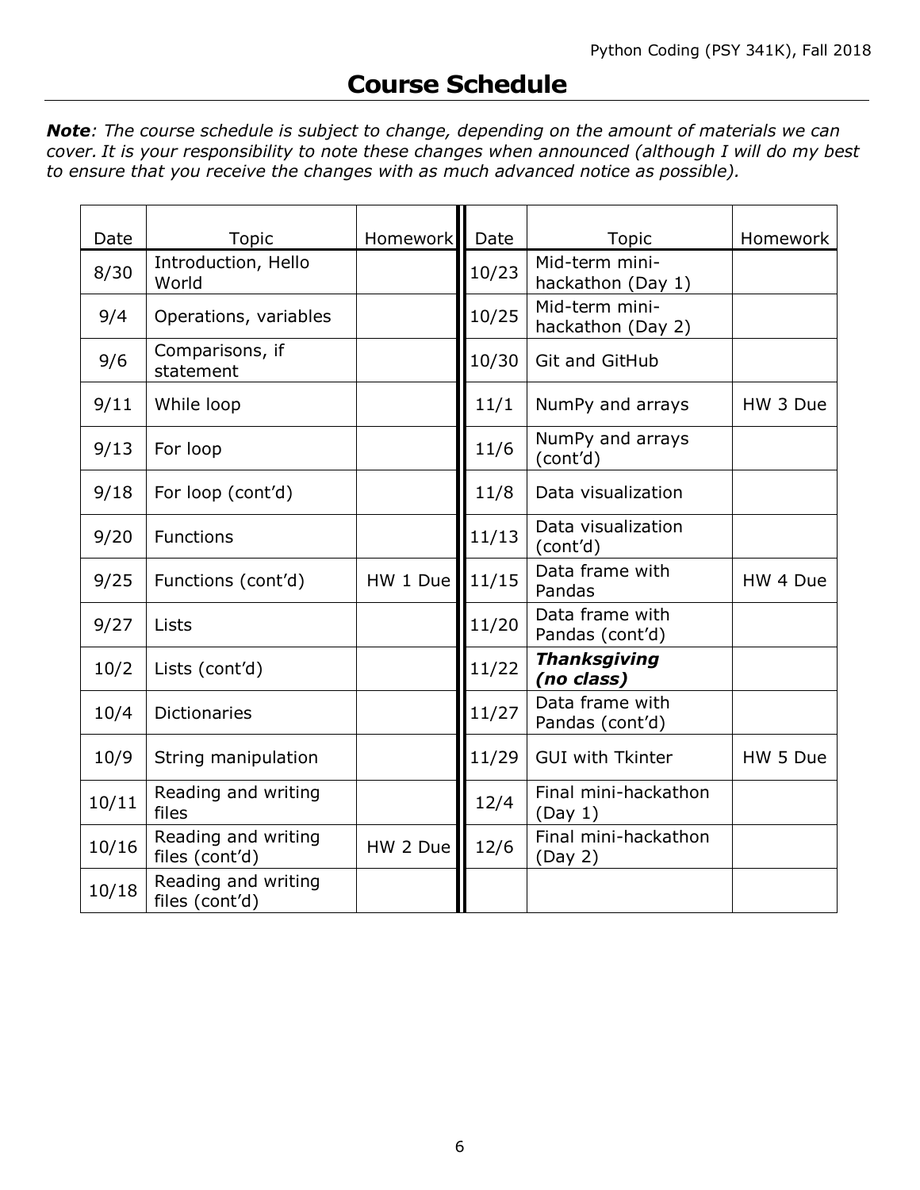# Course Schedule

***Note**: The course schedule is subject to change, depending on the amount of materials we can cover. It is your responsibility to note these changes when announced (although I will do my best to ensure that you receive the changes with as much advanced notice as possible).*

| Date | Topic | Homework | Date | Topic | Homework |
|---|---|---|---|---|---|
| 8/30 | Introduction, Hello World | | 10/23 | Mid-term mini-hackathon (Day 1) | |
| 9/4 | Operations, variables | | 10/25 | Mid-term mini-hackathon (Day 2) | |
| 9/6 | Comparisons, if statement | | 10/30 | Git and GitHub | |
| 9/11 | While loop | | 11/1 | NumPy and arrays | HW 3 Due |
| 9/13 | For loop | | 11/6 | NumPy and arrays (cont'd) | |
| 9/18 | For loop (cont'd) | | 11/8 | Data visualization | |
| 9/20 | Functions | | 11/13 | Data visualization (cont'd) | |
| 9/25 | Functions (cont'd) | HW 1 Due | 11/15 | Data frame with Pandas | HW 4 Due |
| 9/27 | Lists | | 11/20 | Data frame with Pandas (cont'd) | |
| 10/2 | Lists (cont'd) | | 11/22 | ***Thanksgiving (no class)*** | |
| 10/4 | Dictionaries | | 11/27 | Data frame with Pandas (cont'd) | |
| 10/9 | String manipulation | | 11/29 | GUI with Tkinter | HW 5 Due |
| 10/11 | Reading and writing files | | 12/4 | Final mini-hackathon (Day 1) | |
| 10/16 | Reading and writing files (cont'd) | HW 2 Due | 12/6 | Final mini-hackathon (Day 2) | |
| 10/18 | Reading and writing files (cont'd) | | | | |